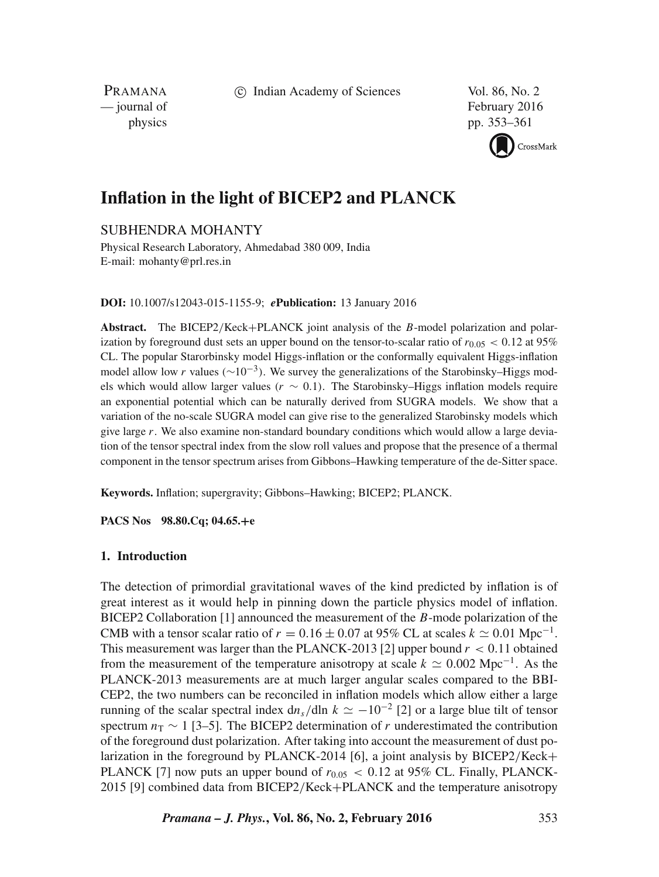# Inflation in the light of BICEP2 and PLANCK

SUBHENDRA MOHANTY

Physical Research Laboratory, Ahmedabad 380 009, India
E-mail: mohanty@prl.res.in

**DOI:** 10.1007/s12043-015-1155-9; ***e*Publication:** 13 January 2016

**Abstract.** The BICEP2/Keck+PLANCK joint analysis of the $B$-model polarization and polarization by foreground dust sets an upper bound on the tensor-to-scalar ratio of $r_{0.05} < 0.12$ at 95% CL. The popular Starorbinsky model Higgs-inflation or the conformally equivalent Higgs-inflation model allow low $r$ values ($\sim 10^{-3}$). We survey the generalizations of the Starobinsky–Higgs models which would allow larger values ($r \sim 0.1$). The Starobinsky–Higgs inflation models require an exponential potential which can be naturally derived from SUGRA models. We show that a variation of the no-scale SUGRA model can give rise to the generalized Starobinsky models which give large $r$. We also examine non-standard boundary conditions which would allow a large deviation of the tensor spectral index from the slow roll values and propose that the presence of a thermal component in the tensor spectrum arises from Gibbons–Hawking temperature of the de-Sitter space.

**Keywords.** Inflation; supergravity; Gibbons–Hawking; BICEP2; PLANCK.

**PACS Nos** 98.80.Cq; 04.65.+e

## 1. Introduction

The detection of primordial gravitational waves of the kind predicted by inflation is of great interest as it would help in pinning down the particle physics model of inflation. BICEP2 Collaboration [1] announced the measurement of the $B$-mode polarization of the CMB with a tensor scalar ratio of $r = 0.16 \pm 0.07$ at 95% CL at scales $k \simeq 0.01$ Mpc$^{-1}$. This measurement was larger than the PLANCK-2013 [2] upper bound $r < 0.11$ obtained from the measurement of the temperature anisotropy at scale $k \simeq 0.002$ Mpc$^{-1}$. As the PLANCK-2013 measurements are at much larger angular scales compared to the BBICEP2, the two numbers can be reconciled in inflation models which allow either a large running of the scalar spectral index $\mathrm{d}n_s/\mathrm{dln}\, k \simeq -10^{-2}$ [2] or a large blue tilt of tensor spectrum $n_\mathrm{T} \sim 1$ [3–5]. The BICEP2 determination of $r$ underestimated the contribution of the foreground dust polarization. After taking into account the measurement of dust polarization in the foreground by PLANCK-2014 [6], a joint analysis by BICEP2/Keck+PLANCK [7] now puts an upper bound of $r_{0.05} < 0.12$ at 95% CL. Finally, PLANCK-2015 [9] combined data from BICEP2/Keck+PLANCK and the temperature anisotropy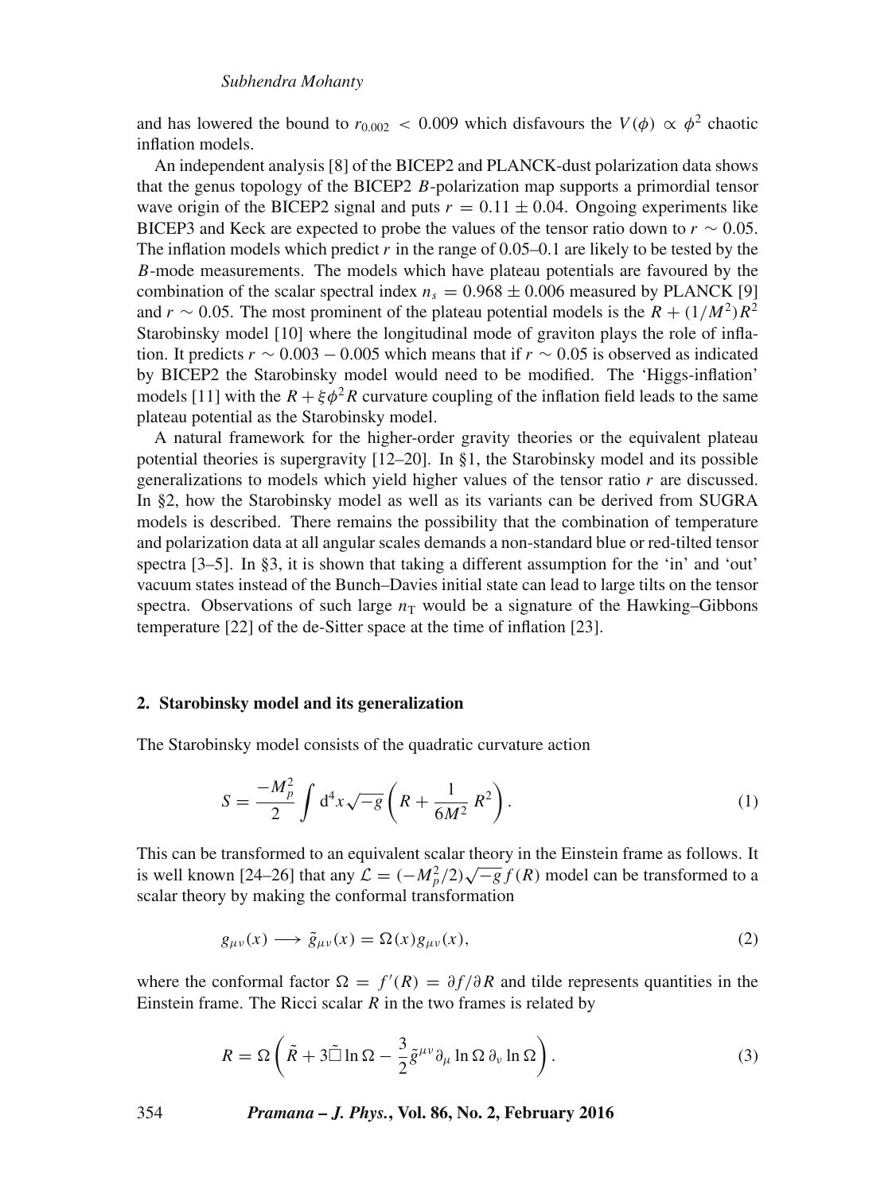and has lowered the bound to $r_{0.002} < 0.009$ which disfavours the $V(\phi) \propto \phi^2$ chaotic inflation models.

An independent analysis [8] of the BICEP2 and PLANCK-dust polarization data shows that the genus topology of the BICEP2 $B$-polarization map supports a primordial tensor wave origin of the BICEP2 signal and puts $r = 0.11 \pm 0.04$. Ongoing experiments like BICEP3 and Keck are expected to probe the values of the tensor ratio down to $r \sim 0.05$. The inflation models which predict $r$ in the range of 0.05–0.1 are likely to be tested by the $B$-mode measurements. The models which have plateau potentials are favoured by the combination of the scalar spectral index $n_s = 0.968 \pm 0.006$ measured by PLANCK [9] and $r \sim 0.05$. The most prominent of the plateau potential models is the $R + (1/M^2)R^2$ Starobinsky model [10] where the longitudinal mode of graviton plays the role of inflation. It predicts $r \sim 0.003 - 0.005$ which means that if $r \sim 0.05$ is observed as indicated by BICEP2 the Starobinsky model would need to be modified. The 'Higgs-inflation' models [11] with the $R + \xi\phi^2 R$ curvature coupling of the inflation field leads to the same plateau potential as the Starobinsky model.

A natural framework for the higher-order gravity theories or the equivalent plateau potential theories is supergravity [12–20]. In §1, the Starobinsky model and its possible generalizations to models which yield higher values of the tensor ratio $r$ are discussed. In §2, how the Starobinsky model as well as its variants can be derived from SUGRA models is described. There remains the possibility that the combination of temperature and polarization data at all angular scales demands a non-standard blue or red-tilted tensor spectra [3–5]. In §3, it is shown that taking a different assumption for the 'in' and 'out' vacuum states instead of the Bunch–Davies initial state can lead to large tilts on the tensor spectra. Observations of such large $n_{\mathrm{T}}$ would be a signature of the Hawking–Gibbons temperature [22] of the de-Sitter space at the time of inflation [23].

## 2. Starobinsky model and its generalization

The Starobinsky model consists of the quadratic curvature action

$$S = \frac{-M_p^2}{2} \int \mathrm{d}^4x \sqrt{-g} \left( R + \frac{1}{6M^2} R^2 \right). \tag{1}$$

This can be transformed to an equivalent scalar theory in the Einstein frame as follows. It is well known [24–26] that any $\mathcal{L} = (-M_p^2/2)\sqrt{-g} f(R)$ model can be transformed to a scalar theory by making the conformal transformation

$$g_{\mu\nu}(x) \longrightarrow \tilde{g}_{\mu\nu}(x) = \Omega(x) g_{\mu\nu}(x), \tag{2}$$

where the conformal factor $\Omega = f'(R) = \partial f / \partial R$ and tilde represents quantities in the Einstein frame. The Ricci scalar $R$ in the two frames is related by

$$R = \Omega \left( \tilde{R} + 3\tilde{\Box} \ln \Omega - \frac{3}{2} \tilde{g}^{\mu\nu} \partial_\mu \ln \Omega \, \partial_\nu \ln \Omega \right). \tag{3}$$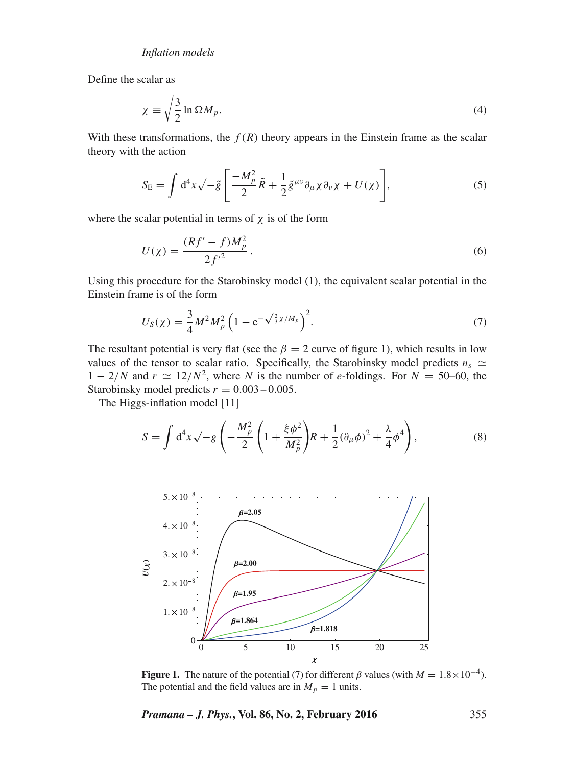Define the scalar as

$$\chi \equiv \sqrt{\frac{3}{2}} \ln \Omega M_p. \tag{4}$$

With these transformations, the $f(R)$ theory appears in the Einstein frame as the scalar theory with the action

$$S_{\mathrm{E}} = \int \mathrm{d}^4 x \sqrt{-\tilde{g}} \left[ \frac{-M_p^2}{2} \tilde{R} + \frac{1}{2} \tilde{g}^{\mu\nu} \partial_\mu \chi \partial_\nu \chi + U(\chi) \right], \tag{5}$$

where the scalar potential in terms of $\chi$ is of the form

$$U(\chi) = \frac{(Rf' - f) M_p^2}{2 f'^2}. \tag{6}$$

Using this procedure for the Starobinsky model (1), the equivalent scalar potential in the Einstein frame is of the form

$$U_S(\chi) = \frac{3}{4} M^2 M_p^2 \left(1 - \mathrm{e}^{-\sqrt{\frac{2}{3}}\chi/M_p}\right)^2. \tag{7}$$

The resultant potential is very flat (see the $\beta = 2$ curve of figure 1), which results in low values of the tensor to scalar ratio. Specifically, the Starobinsky model predicts $n_s \simeq 1 - 2/N$ and $r \simeq 12/N^2$, where $N$ is the number of $e$-foldings. For $N = 50$–60, the Starobinsky model predicts $r = 0.003 - 0.005$.

The Higgs-inflation model [11]

$$S = \int \mathrm{d}^4 x \sqrt{-g} \left( -\frac{M_p^2}{2} \left( 1 + \frac{\xi \phi^2}{M_p^2} \right) R + \frac{1}{2} (\partial_\mu \phi)^2 + \frac{\lambda}{4} \phi^4 \right), \tag{8}$$

**Figure 1.** The nature of the potential (7) for different $\beta$ values (with $M = 1.8 \times 10^{-4}$). The potential and the field values are in $M_p = 1$ units.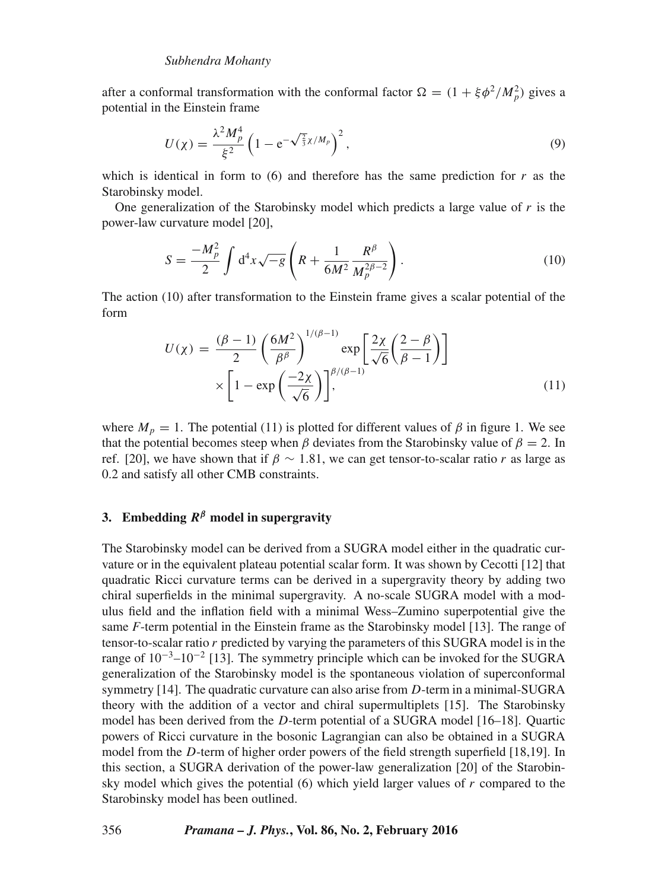after a conformal transformation with the conformal factor $\Omega = (1 + \xi\phi^2/M_p^2)$ gives a potential in the Einstein frame

$$U(\chi) = \frac{\lambda^2 M_p^4}{\xi^2}\left(1 - \mathrm{e}^{-\sqrt{\frac{2}{3}}\chi/M_p}\right)^2, \tag{9}$$

which is identical in form to (6) and therefore has the same prediction for $r$ as the Starobinsky model.

One generalization of the Starobinsky model which predicts a large value of $r$ is the power-law curvature model [20],

$$S = \frac{-M_p^2}{2}\int \mathrm{d}^4x\sqrt{-g}\left(R + \frac{1}{6M^2}\frac{R^\beta}{M_p^{2\beta-2}}\right). \tag{10}$$

The action (10) after transformation to the Einstein frame gives a scalar potential of the form

$$U(\chi) = \frac{(\beta-1)}{2}\left(\frac{6M^2}{\beta^\beta}\right)^{1/(\beta-1)} \exp\left[\frac{2\chi}{\sqrt{6}}\left(\frac{2-\beta}{\beta-1}\right)\right] \times \left[1 - \exp\left(\frac{-2\chi}{\sqrt{6}}\right)\right]^{\beta/(\beta-1)}, \tag{11}$$

where $M_p = 1$. The potential (11) is plotted for different values of $\beta$ in figure 1. We see that the potential becomes steep when $\beta$ deviates from the Starobinsky value of $\beta = 2$. In ref. [20], we have shown that if $\beta \sim 1.81$, we can get tensor-to-scalar ratio $r$ as large as 0.2 and satisfy all other CMB constraints.

## 3. Embedding $R^\beta$ model in supergravity

The Starobinsky model can be derived from a SUGRA model either in the quadratic curvature or in the equivalent plateau potential scalar form. It was shown by Cecotti [12] that quadratic Ricci curvature terms can be derived in a supergravity theory by adding two chiral superfields in the minimal supergravity. A no-scale SUGRA model with a modulus field and the inflation field with a minimal Wess–Zumino superpotential give the same $F$-term potential in the Einstein frame as the Starobinsky model [13]. The range of tensor-to-scalar ratio $r$ predicted by varying the parameters of this SUGRA model is in the range of $10^{-3}$–$10^{-2}$ [13]. The symmetry principle which can be invoked for the SUGRA generalization of the Starobinsky model is the spontaneous violation of superconformal symmetry [14]. The quadratic curvature can also arise from $D$-term in a minimal-SUGRA theory with the addition of a vector and chiral supermultiplets [15]. The Starobinsky model has been derived from the $D$-term potential of a SUGRA model [16–18]. Quartic powers of Ricci curvature in the bosonic Lagrangian can also be obtained in a SUGRA model from the $D$-term of higher order powers of the field strength superfield [18,19]. In this section, a SUGRA derivation of the power-law generalization [20] of the Starobinsky model which gives the potential (6) which yield larger values of $r$ compared to the Starobinsky model has been outlined.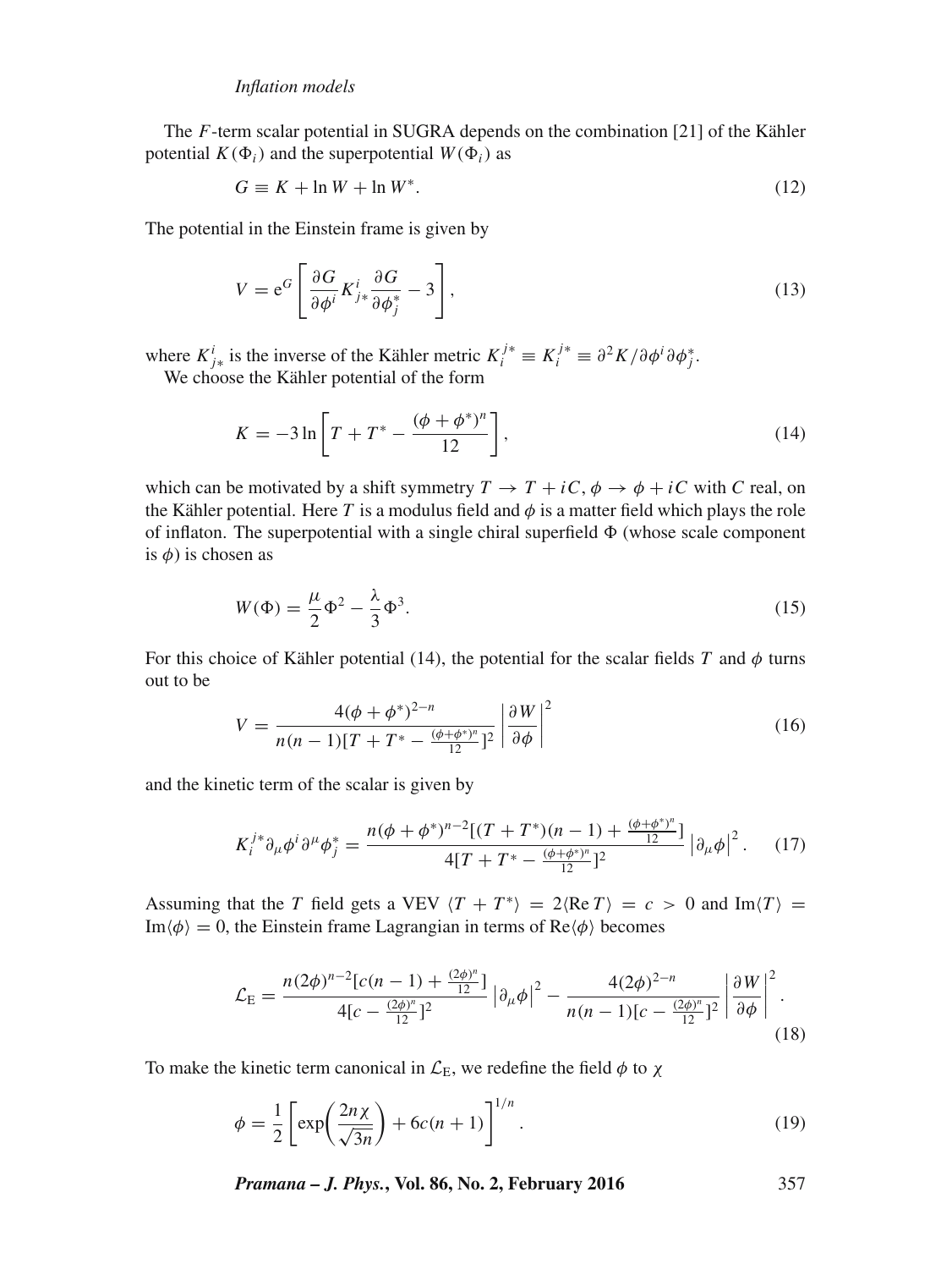The $F$-term scalar potential in SUGRA depends on the combination [21] of the Kähler potential $K(\Phi_i)$ and the superpotential $W(\Phi_i)$ as

$$G \equiv K + \ln W + \ln W^*. \tag{12}$$

The potential in the Einstein frame is given by

$$V = \mathrm{e}^G \left[ \frac{\partial G}{\partial \phi^i} K^i_{j*} \frac{\partial G}{\partial \phi^*_j} - 3 \right], \tag{13}$$

where $K^i_{j*}$ is the inverse of the Kähler metric $K^{j*}_i \equiv K^{j*}_i \equiv \partial^2 K / \partial \phi^i \partial \phi^*_j$.

We choose the Kähler potential of the form

$$K = -3 \ln \left[ T + T^* - \frac{(\phi + \phi^*)^n}{12} \right], \tag{14}$$

which can be motivated by a shift symmetry $T \to T + iC$, $\phi \to \phi + iC$ with $C$ real, on the Kähler potential. Here $T$ is a modulus field and $\phi$ is a matter field which plays the role of inflaton. The superpotential with a single chiral superfield $\Phi$ (whose scale component is $\phi$) is chosen as

$$W(\Phi) = \frac{\mu}{2} \Phi^2 - \frac{\lambda}{3} \Phi^3. \tag{15}$$

For this choice of Kähler potential (14), the potential for the scalar fields $T$ and $\phi$ turns out to be

$$V = \frac{4(\phi + \phi^*)^{2-n}}{n(n-1)[T + T^* - \frac{(\phi+\phi^*)^n}{12}]^2} \left| \frac{\partial W}{\partial \phi} \right|^2 \tag{16}$$

and the kinetic term of the scalar is given by

$$K^{j*}_i \partial_\mu \phi^i \partial^\mu \phi^*_j = \frac{n(\phi + \phi^*)^{n-2}[(T + T^*)(n-1) + \frac{(\phi+\phi^*)^n}{12}]}{4[T + T^* - \frac{(\phi+\phi^*)^n}{12}]^2} \left| \partial_\mu \phi \right|^2. \tag{17}$$

Assuming that the $T$ field gets a VEV $\langle T + T^* \rangle = 2\langle \mathrm{Re}\, T \rangle = c > 0$ and $\mathrm{Im}\langle T \rangle = \mathrm{Im}\langle \phi \rangle = 0$, the Einstein frame Lagrangian in terms of $\mathrm{Re}\langle \phi \rangle$ becomes

$$\mathcal{L}_\mathrm{E} = \frac{n(2\phi)^{n-2}[c(n-1) + \frac{(2\phi)^n}{12}]}{4[c - \frac{(2\phi)^n}{12}]^2} \left| \partial_\mu \phi \right|^2 - \frac{4(2\phi)^{2-n}}{n(n-1)[c - \frac{(2\phi)^n}{12}]^2} \left| \frac{\partial W}{\partial \phi} \right|^2. \tag{18}$$

To make the kinetic term canonical in $\mathcal{L}_\mathrm{E}$, we redefine the field $\phi$ to $\chi$

$$\phi = \frac{1}{2} \left[ \exp\left( \frac{2n\chi}{\sqrt{3n}} \right) + 6c(n+1) \right]^{1/n}. \tag{19}$$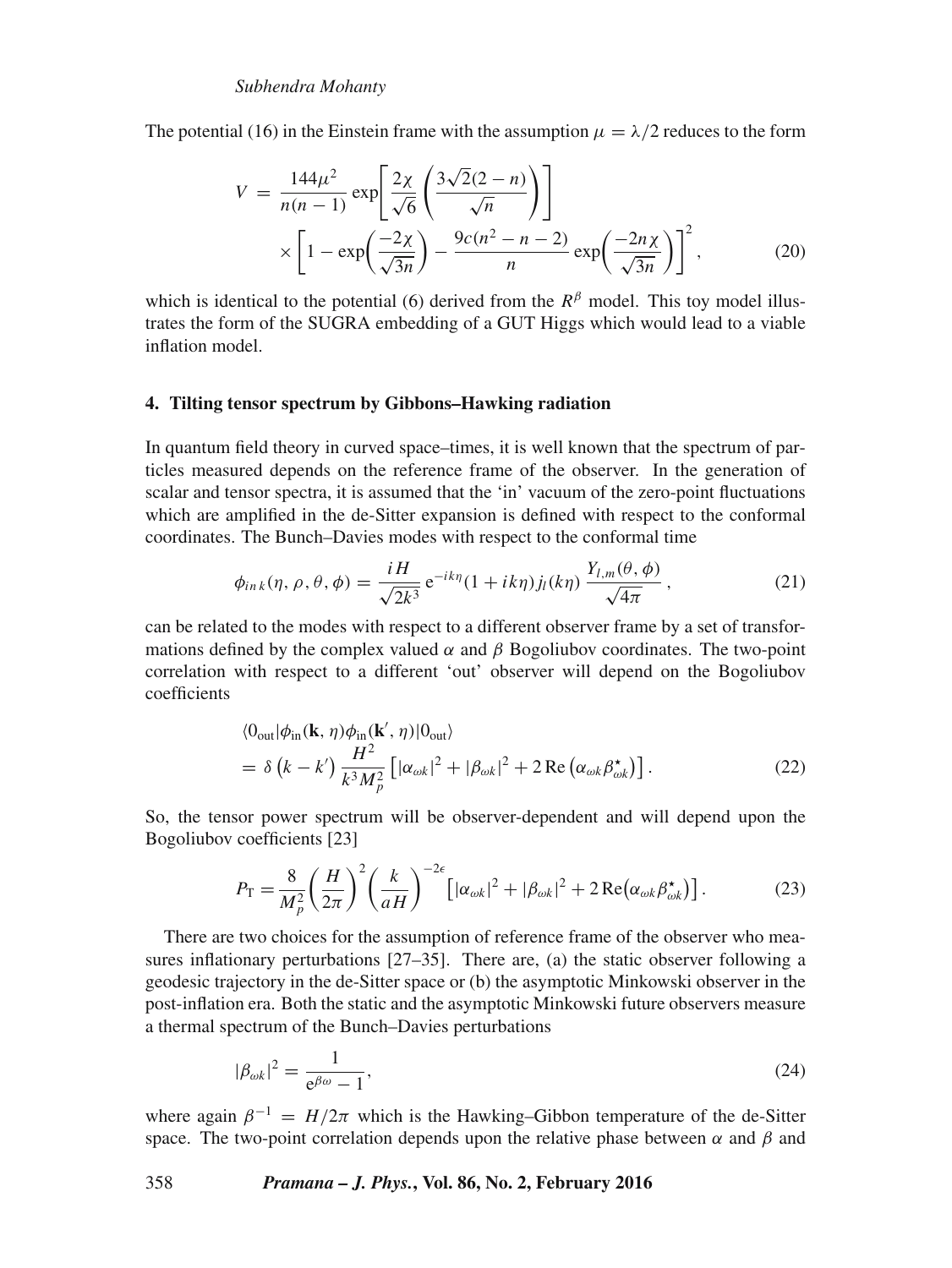The potential (16) in the Einstein frame with the assumption $\mu = \lambda/2$ reduces to the form

$$V = \frac{144\mu^2}{n(n-1)} \exp\left[\frac{2\chi}{\sqrt{6}}\left(\frac{3\sqrt{2}(2-n)}{\sqrt{n}}\right)\right] \times \left[1 - \exp\left(\frac{-2\chi}{\sqrt{3n}}\right) - \frac{9c(n^2-n-2)}{n}\exp\left(\frac{-2n\chi}{\sqrt{3n}}\right)\right]^2, \tag{20}$$

which is identical to the potential (6) derived from the $R^\beta$ model. This toy model illustrates the form of the SUGRA embedding of a GUT Higgs which would lead to a viable inflation model.

## 4. Tilting tensor spectrum by Gibbons–Hawking radiation

In quantum field theory in curved space–times, it is well known that the spectrum of particles measured depends on the reference frame of the observer. In the generation of scalar and tensor spectra, it is assumed that the 'in' vacuum of the zero-point fluctuations which are amplified in the de-Sitter expansion is defined with respect to the conformal coordinates. The Bunch–Davies modes with respect to the conformal time

$$\phi_{in\,k}(\eta, \rho, \theta, \phi) = \frac{iH}{\sqrt{2k^3}}\,\mathrm{e}^{-ik\eta}(1+ik\eta)j_l(k\eta)\,\frac{Y_{l,m}(\theta,\phi)}{\sqrt{4\pi}}, \tag{21}$$

can be related to the modes with respect to a different observer frame by a set of transformations defined by the complex valued $\alpha$ and $\beta$ Bogoliubov coordinates. The two-point correlation with respect to a different 'out' observer will depend on the Bogoliubov coefficients

$$\begin{aligned}&\langle 0_{\mathrm{out}}|\phi_{\mathrm{in}}(\mathbf{k},\eta)\phi_{\mathrm{in}}(\mathbf{k}',\eta)|0_{\mathrm{out}}\rangle \\ &= \delta\left(k-k'\right)\frac{H^2}{k^3 M_p^2}\left[|\alpha_{\omega k}|^2 + |\beta_{\omega k}|^2 + 2\,\mathrm{Re}\left(\alpha_{\omega k}\beta^\star_{\omega k}\right)\right].\end{aligned} \tag{22}$$

So, the tensor power spectrum will be observer-dependent and will depend upon the Bogoliubov coefficients [23]

$$P_{\mathrm{T}} = \frac{8}{M_p^2}\left(\frac{H}{2\pi}\right)^2\left(\frac{k}{aH}\right)^{-2\epsilon}\left[|\alpha_{\omega k}|^2 + |\beta_{\omega k}|^2 + 2\,\mathrm{Re}\left(\alpha_{\omega k}\beta^\star_{\omega k}\right)\right]. \tag{23}$$

There are two choices for the assumption of reference frame of the observer who measures inflationary perturbations [27–35]. There are, (a) the static observer following a geodesic trajectory in the de-Sitter space or (b) the asymptotic Minkowski observer in the post-inflation era. Both the static and the asymptotic Minkowski future observers measure a thermal spectrum of the Bunch–Davies perturbations

$$|\beta_{\omega k}|^2 = \frac{1}{\mathrm{e}^{\beta\omega} - 1}, \tag{24}$$

where again $\beta^{-1} = H/2\pi$ which is the Hawking–Gibbon temperature of the de-Sitter space. The two-point correlation depends upon the relative phase between $\alpha$ and $\beta$ and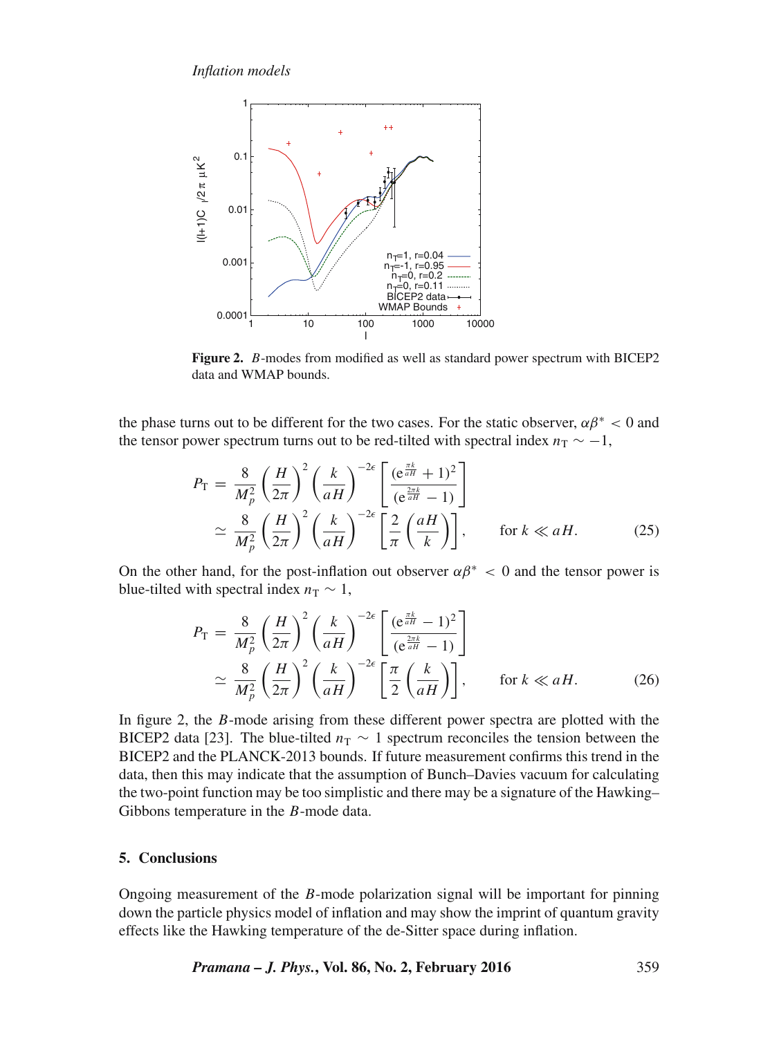**Figure 2.** $B$-modes from modified as well as standard power spectrum with BICEP2 data and WMAP bounds.

the phase turns out to be different for the two cases. For the static observer, $\alpha\beta^* < 0$ and the tensor power spectrum turns out to be red-tilted with spectral index $n_T \sim -1$,

$$
\begin{aligned}
P_T &= \frac{8}{M_p^2}\left(\frac{H}{2\pi}\right)^2\left(\frac{k}{aH}\right)^{-2\epsilon}\left[\frac{(e^{\frac{\pi k}{aH}}+1)^2}{(e^{\frac{2\pi k}{aH}}-1)}\right] \\
&\simeq \frac{8}{M_p^2}\left(\frac{H}{2\pi}\right)^2\left(\frac{k}{aH}\right)^{-2\epsilon}\left[\frac{2}{\pi}\left(\frac{aH}{k}\right)\right], \qquad \text{for } k \ll aH. \qquad (25)
\end{aligned}
$$

On the other hand, for the post-inflation out observer $\alpha\beta^* < 0$ and the tensor power is blue-tilted with spectral index $n_T \sim 1$,

$$
\begin{aligned}
P_T &= \frac{8}{M_p^2}\left(\frac{H}{2\pi}\right)^2\left(\frac{k}{aH}\right)^{-2\epsilon}\left[\frac{(e^{\frac{\pi k}{aH}}-1)^2}{(e^{\frac{2\pi k}{aH}}-1)}\right] \\
&\simeq \frac{8}{M_p^2}\left(\frac{H}{2\pi}\right)^2\left(\frac{k}{aH}\right)^{-2\epsilon}\left[\frac{\pi}{2}\left(\frac{k}{aH}\right)\right], \qquad \text{for } k \ll aH. \qquad (26)
\end{aligned}
$$

In figure 2, the $B$-mode arising from these different power spectra are plotted with the BICEP2 data [23]. The blue-tilted $n_T \sim 1$ spectrum reconciles the tension between the BICEP2 and the PLANCK-2013 bounds. If future measurement confirms this trend in the data, then this may indicate that the assumption of Bunch–Davies vacuum for calculating the two-point function may be too simplistic and there may be a signature of the Hawking–Gibbons temperature in the $B$-mode data.

## 5. Conclusions

Ongoing measurement of the $B$-mode polarization signal will be important for pinning down the particle physics model of inflation and may show the imprint of quantum gravity effects like the Hawking temperature of the de-Sitter space during inflation.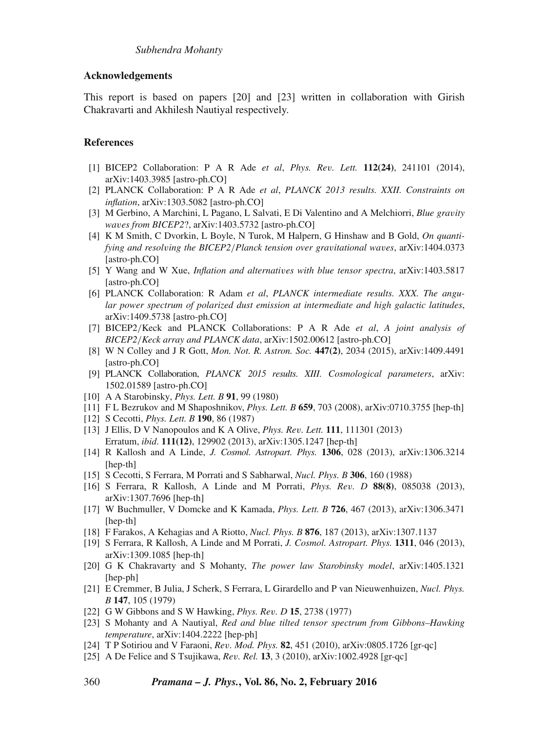## Acknowledgements

This report is based on papers [20] and [23] written in collaboration with Girish Chakravarti and Akhilesh Nautiyal respectively.

## References

[1] BICEP2 Collaboration: P A R Ade *et al*, *Phys. Rev. Lett.* **112(24)**, 241101 (2014), arXiv:1403.3985 [astro-ph.CO]

[2] PLANCK Collaboration: P A R Ade *et al*, *PLANCK 2013 results. XXII. Constraints on inflation*, arXiv:1303.5082 [astro-ph.CO]

[3] M Gerbino, A Marchini, L Pagano, L Salvati, E Di Valentino and A Melchiorri, *Blue gravity waves from BICEP2*?, arXiv:1403.5732 [astro-ph.CO]

[4] K M Smith, C Dvorkin, L Boyle, N Turok, M Halpern, G Hinshaw and B Gold, *On quantifying and resolving the BICEP2/Planck tension over gravitational waves*, arXiv:1404.0373 [astro-ph.CO]

[5] Y Wang and W Xue, *Inflation and alternatives with blue tensor spectra*, arXiv:1403.5817 [astro-ph.CO]

[6] PLANCK Collaboration: R Adam *et al*, *PLANCK intermediate results. XXX. The angular power spectrum of polarized dust emission at intermediate and high galactic latitudes*, arXiv:1409.5738 [astro-ph.CO]

[7] BICEP2/Keck and PLANCK Collaborations: P A R Ade *et al*, *A joint analysis of BICEP2/Keck array and PLANCK data*, arXiv:1502.00612 [astro-ph.CO]

[8] W N Colley and J R Gott, *Mon. Not. R. Astron. Soc.* **447(2)**, 2034 (2015), arXiv:1409.4491 [astro-ph.CO]

[9] PLANCK Collaboration, *PLANCK 2015 results. XIII. Cosmological parameters*, arXiv: 1502.01589 [astro-ph.CO]

[10] A A Starobinsky, *Phys. Lett. B* **91**, 99 (1980)

[11] F L Bezrukov and M Shaposhnikov, *Phys. Lett. B* **659**, 703 (2008), arXiv:0710.3755 [hep-th]

[12] S Cecotti, *Phys. Lett. B* **190**, 86 (1987)

[13] J Ellis, D V Nanopoulos and K A Olive, *Phys. Rev. Lett.* **111**, 111301 (2013)
Erratum, *ibid.* **111(12)**, 129902 (2013), arXiv:1305.1247 [hep-th]

[14] R Kallosh and A Linde, *J. Cosmol. Astropart. Phys.* **1306**, 028 (2013), arXiv:1306.3214 [hep-th]

[15] S Cecotti, S Ferrara, M Porrati and S Sabharwal, *Nucl. Phys. B* **306**, 160 (1988)

[16] S Ferrara, R Kallosh, A Linde and M Porrati, *Phys. Rev. D* **88(8)**, 085038 (2013), arXiv:1307.7696 [hep-th]

[17] W Buchmuller, V Domcke and K Kamada, *Phys. Lett. B* **726**, 467 (2013), arXiv:1306.3471 [hep-th]

[18] F Farakos, A Kehagias and A Riotto, *Nucl. Phys. B* **876**, 187 (2013), arXiv:1307.1137

[19] S Ferrara, R Kallosh, A Linde and M Porrati, *J. Cosmol. Astropart. Phys.* **1311**, 046 (2013), arXiv:1309.1085 [hep-th]

[20] G K Chakravarty and S Mohanty, *The power law Starobinsky model*, arXiv:1405.1321 [hep-ph]

[21] E Cremmer, B Julia, J Scherk, S Ferrara, L Girardello and P van Nieuwenhuizen, *Nucl. Phys. B* **147**, 105 (1979)

[22] G W Gibbons and S W Hawking, *Phys. Rev. D* **15**, 2738 (1977)

[23] S Mohanty and A Nautiyal, *Red and blue tilted tensor spectrum from Gibbons–Hawking temperature*, arXiv:1404.2222 [hep-ph]

[24] T P Sotiriou and V Faraoni, *Rev. Mod. Phys.* **82**, 451 (2010), arXiv:0805.1726 [gr-qc]

[25] A De Felice and S Tsujikawa, *Rev. Rel.* **13**, 3 (2010), arXiv:1002.4928 [gr-qc]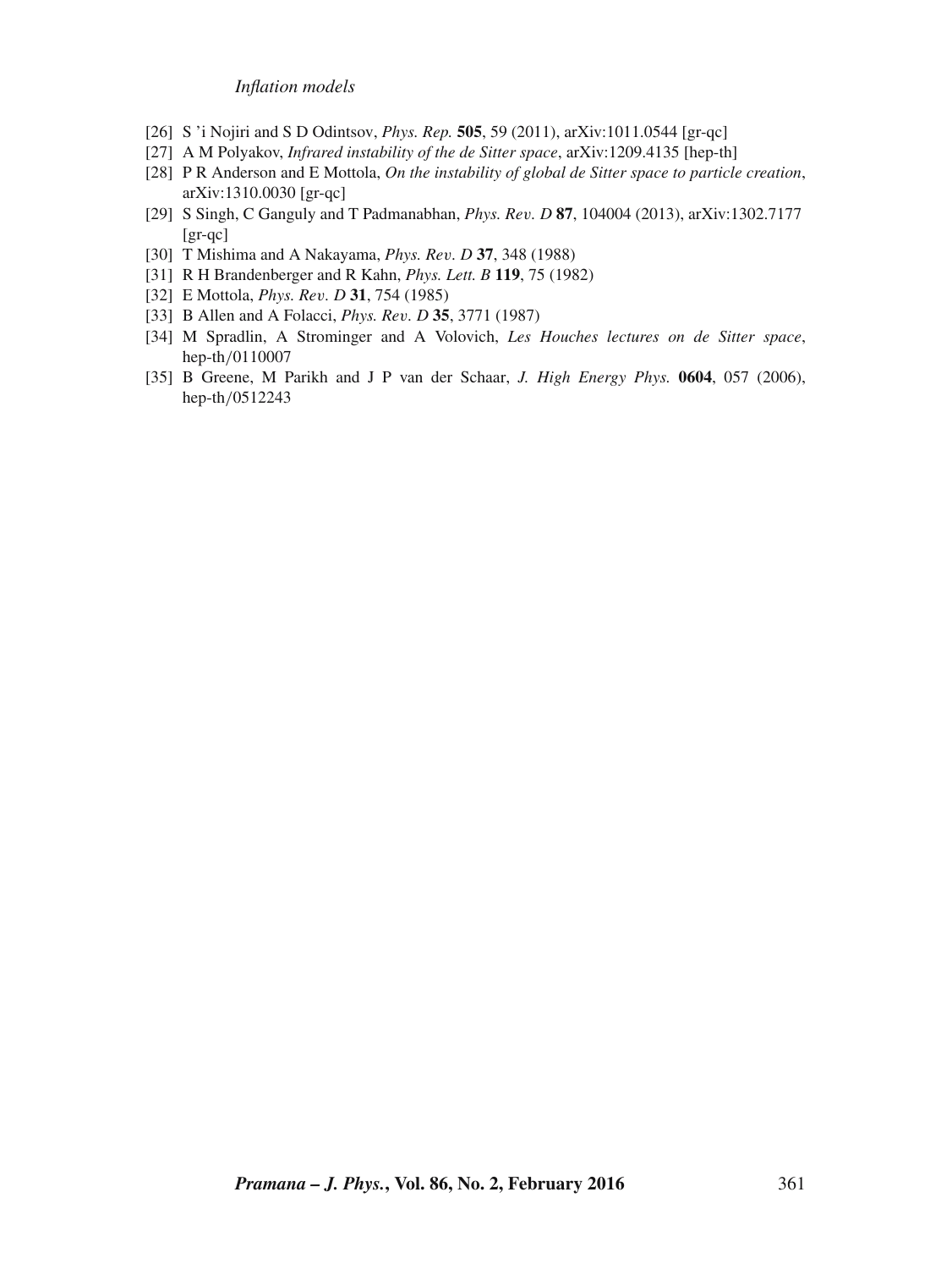[26] S 'i Nojiri and S D Odintsov, *Phys. Rep.* **505**, 59 (2011), arXiv:1011.0544 [gr-qc]

[27] A M Polyakov, *Infrared instability of the de Sitter space*, arXiv:1209.4135 [hep-th]

[28] P R Anderson and E Mottola, *On the instability of global de Sitter space to particle creation*, arXiv:1310.0030 [gr-qc]

[29] S Singh, C Ganguly and T Padmanabhan, *Phys. Rev. D* **87**, 104004 (2013), arXiv:1302.7177 [gr-qc]

[30] T Mishima and A Nakayama, *Phys. Rev. D* **37**, 348 (1988)

[31] R H Brandenberger and R Kahn, *Phys. Lett. B* **119**, 75 (1982)

[32] E Mottola, *Phys. Rev. D* **31**, 754 (1985)

[33] B Allen and A Folacci, *Phys. Rev. D* **35**, 3771 (1987)

[34] M Spradlin, A Strominger and A Volovich, *Les Houches lectures on de Sitter space*, hep-th/0110007

[35] B Greene, M Parikh and J P van der Schaar, *J. High Energy Phys.* **0604**, 057 (2006), hep-th/0512243